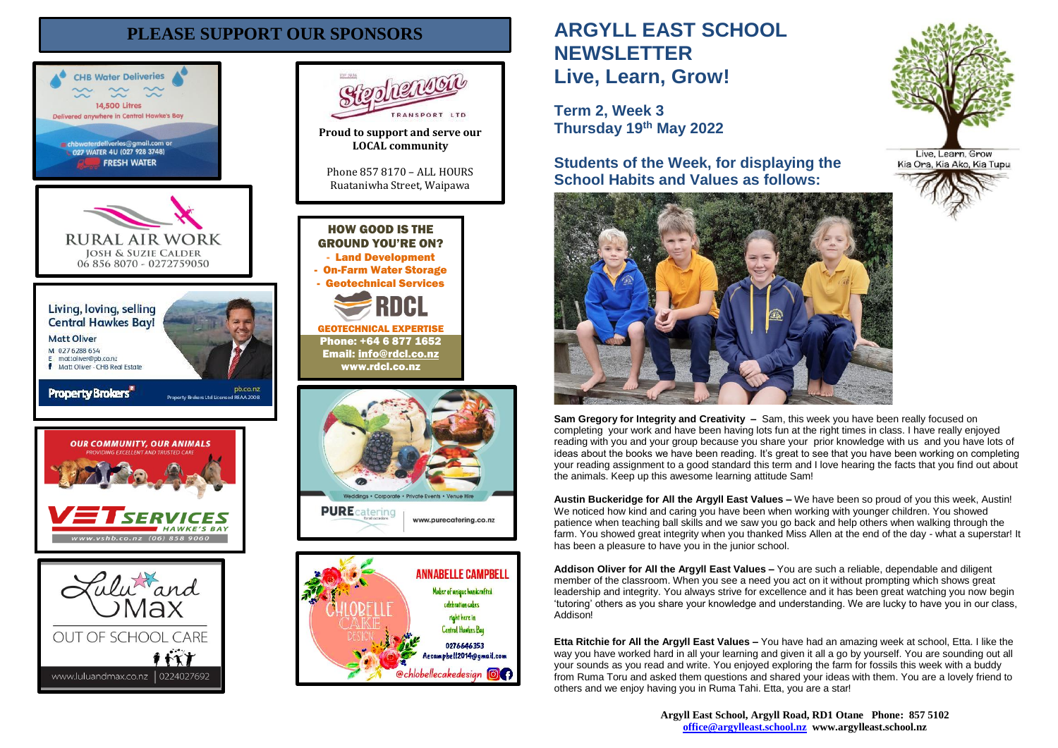# PLEASE SUPPORT OUR SPONSORS

CHB Water Deliveries
14,500 Litres
Delivered anywhere in Central Hawke's Bay
chbwaterdeliveries@gmail.com or
027 WATER 4U (027 928 3748)
FRESH WATER

RURAL AIR WORK
JOSH & SUZIE CALDER
06 856 8070 - 0272759050

Living, loving, selling Central Hawkes Bay!
Matt Oliver
M 027 6288 654
E matt.oliver@pb.co.nz
Matt Oliver - CHB Real Estate
Property Brokers — pb.co.nz
Property Brokers Ltd Licensed REAA 2008

OUR COMMUNITY, OUR ANIMALS
PROVIDING EXCELLENT AND TRUSTED CARE
VET SERVICES HAWKE'S BAY
www.vshb.co.nz (06) 858 9060

Lulu and Max
OUT OF SCHOOL CARE
www.luluandmax.co.nz | 0224027692

Stephenson TRANSPORT LTD
**Proud to support and serve our LOCAL community**
Phone 857 8170 – ALL HOURS
Ruataniwha Street, Waipawa

**HOW GOOD IS THE GROUND YOU'RE ON?**
- Land Development
- On-Farm Water Storage
- Geotechnical Services

RDCL
GEOTECHNICAL EXPERTISE
Phone: +64 6 877 1652
Email: info@rdcl.co.nz
www.rdcl.co.nz

Weddings • Corporate • Private Events • Venue Hire
PURE catering
www.purecatering.co.nz

CHLOBELLE CAKE DESIGN
ANNABELLE CAMPBELL
Maker of unique handcrafted celebration cakes right here in Central Hawkes Bay
0276646353
Aecampbell2014@gmail.com
@chlobellecakedesign

# ARGYLL EAST SCHOOL NEWSLETTER
# Live, Learn, Grow!

Live, Learn, Grow
Kia Ora, Kia Ako, Kia Tupu

**Term 2, Week 3**
**Thursday 19th May 2022**

## Students of the Week, for displaying the School Habits and Values as follows:

**Sam Gregory for Integrity and Creativity –** Sam, this week you have been really focused on completing your work and have been having lots fun at the right times in class. I have really enjoyed reading with you and your group because you share your prior knowledge with us and you have lots of ideas about the books we have been reading. It's great to see that you have been working on completing your reading assignment to a good standard this term and I love hearing the facts that you find out about the animals. Keep up this awesome learning attitude Sam!

**Austin Buckeridge for All the Argyll East Values –** We have been so proud of you this week, Austin! We noticed how kind and caring you have been when working with younger children. You showed patience when teaching ball skills and we saw you go back and help others when walking through the farm. You showed great integrity when you thanked Miss Allen at the end of the day - what a superstar! It has been a pleasure to have you in the junior school.

**Addison Oliver for All the Argyll East Values –** You are such a reliable, dependable and diligent member of the classroom. When you see a need you act on it without prompting which shows great leadership and integrity. You always strive for excellence and it has been great watching you now begin 'tutoring' others as you share your knowledge and understanding. We are lucky to have you in our class, Addison!

**Etta Ritchie for All the Argyll East Values –** You have had an amazing week at school, Etta. I like the way you have worked hard in all your learning and given it all a go by yourself. You are sounding out all your sounds as you read and write. You enjoyed exploring the farm for fossils this week with a buddy from Ruma Toru and asked them questions and shared your ideas with them. You are a lovely friend to others and we enjoy having you in Ruma Tahi. Etta, you are a star!

**Argyll East School, Argyll Road, RD1 Otane Phone: 857 5102**
**office@argylleast.school.nz www.argylleast.school.nz**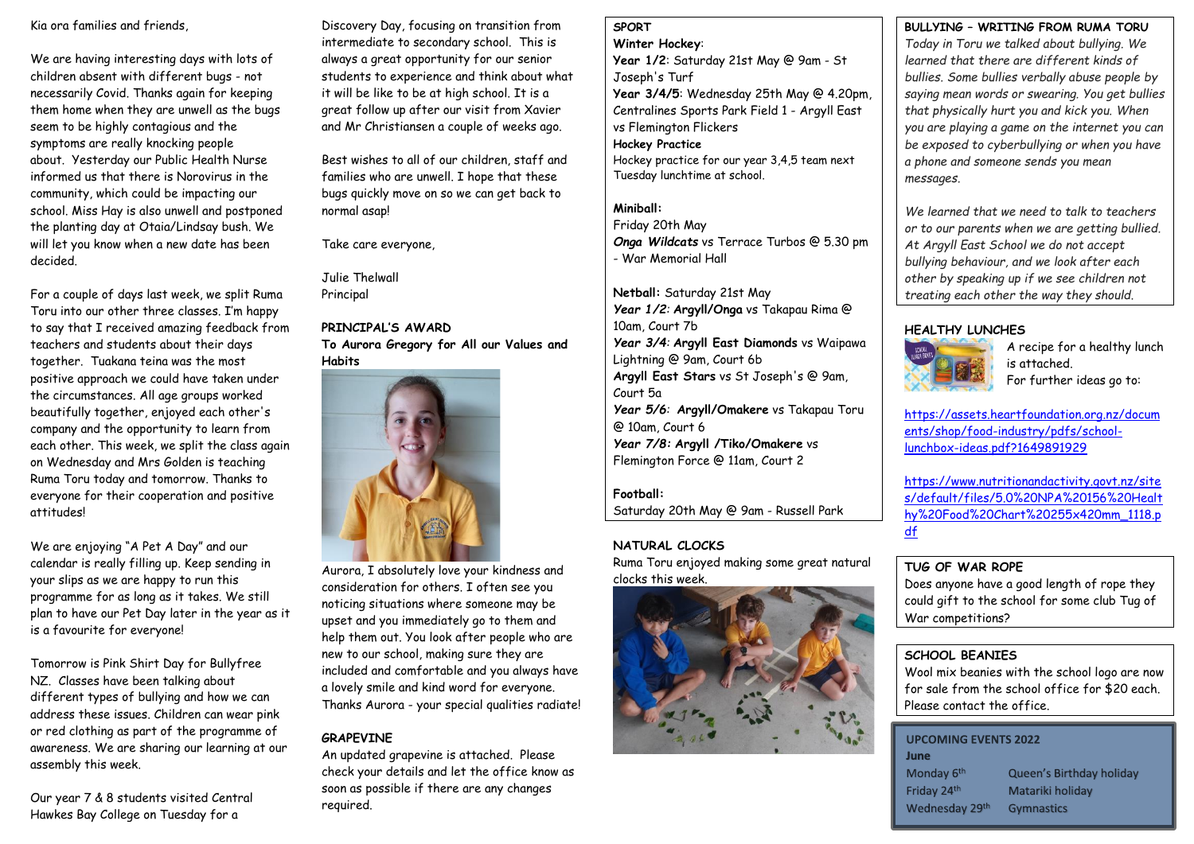Kia ora families and friends,

We are having interesting days with lots of children absent with different bugs - not necessarily Covid. Thanks again for keeping them home when they are unwell as the bugs seem to be highly contagious and the symptoms are really knocking people about. Yesterday our Public Health Nurse informed us that there is Norovirus in the community, which could be impacting our school. Miss Hay is also unwell and postponed the planting day at Otaia/Lindsay bush. We will let you know when a new date has been decided.

For a couple of days last week, we split Ruma Toru into our other three classes. I'm happy to say that I received amazing feedback from teachers and students about their days together. Tuakana teina was the most positive approach we could have taken under the circumstances. All age groups worked beautifully together, enjoyed each other's company and the opportunity to learn from each other. This week, we split the class again on Wednesday and Mrs Golden is teaching Ruma Toru today and tomorrow. Thanks to everyone for their cooperation and positive attitudes!

We are enjoying "A Pet A Day" and our calendar is really filling up. Keep sending in your slips as we are happy to run this programme for as long as it takes. We still plan to have our Pet Day later in the year as it is a favourite for everyone!

Tomorrow is Pink Shirt Day for Bullyfree NZ. Classes have been talking about different types of bullying and how we can address these issues. Children can wear pink or red clothing as part of the programme of awareness. We are sharing our learning at our assembly this week.

Our year 7 & 8 students visited Central Hawkes Bay College on Tuesday for a Discovery Day, focusing on transition from intermediate to secondary school. This is always a great opportunity for our senior students to experience and think about what it will be like to be at high school. It is a great follow up after our visit from Xavier and Mr Christiansen a couple of weeks ago.

Best wishes to all of our children, staff and families who are unwell. I hope that these bugs quickly move on so we can get back to normal asap!

Take care everyone,

Julie Thelwall
Principal

**PRINCIPAL'S AWARD**

**To Aurora Gregory for All our Values and Habits**

Aurora, I absolutely love your kindness and consideration for others. I often see you noticing situations where someone may be upset and you immediately go to them and help them out. You look after people who are new to our school, making sure they are included and comfortable and you always have a lovely smile and kind word for everyone. Thanks Aurora - your special qualities radiate!

**GRAPEVINE**

An updated grapevine is attached. Please check your details and let the office know as soon as possible if there are any changes required.

**SPORT**

**Winter Hockey**:
**Year 1/2**: Saturday 21st May @ 9am - St Joseph's Turf
**Year 3/4/5**: Wednesday 25th May @ 4.20pm, Centralines Sports Park Field 1 - Argyll East vs Flemington Flickers

**Hockey Practice**
Hockey practice for our year 3,4,5 team next Tuesday lunchtime at school.

**Miniball:**
Friday 20th May
***Onga Wildcats*** vs Terrace Turbos @ 5.30 pm - War Memorial Hall

**Netball:** Saturday 21st May
***Year 1/2:*** **Argyll/Onga** vs Takapau Rima @ 10am, Court 7b
***Year 3/4***: **Argyll East Diamonds** vs Waipawa Lightning @ 9am, Court 6b
**Argyll East Stars** vs St Joseph's @ 9am, Court 5a
***Year 5/6***: **Argyll/Omakere** vs Takapau Toru @ 10am, Court 6
***Year 7/8:*** **Argyll /Tiko/Omakere** vs Flemington Force @ 11am, Court 2

**Football:**
Saturday 20th May @ 9am - Russell Park

**NATURAL CLOCKS**

Ruma Toru enjoyed making some great natural clocks this week.

**BULLYING – WRITING FROM RUMA TORU**

*Today in Toru we talked about bullying. We learned that there are different kinds of bullies. Some bullies verbally abuse people by saying mean words or swearing. You get bullies that physically hurt you and kick you. When you are playing a game on the internet you can be exposed to cyberbullying or when you have a phone and someone sends you mean messages.*

*We learned that we need to talk to teachers or to our parents when we are getting bullied. At Argyll East School we do not accept bullying behaviour, and we look after each other by speaking up if we see children not treating each other the way they should.*

**HEALTHY LUNCHES**

A recipe for a healthy lunch is attached.
For further ideas go to:

https://assets.heartfoundation.org.nz/documents/shop/food-industry/pdfs/school-lunchbox-ideas.pdf?1649891929

https://www.nutritionandactivity.govt.nz/sites/default/files/5.0%20NPA%20156%20Healthy%20Food%20Chart%20255x420mm_1118.pdf

**TUG OF WAR ROPE**

Does anyone have a good length of rope they could gift to the school for some club Tug of War competitions?

**SCHOOL BEANIES**

Wool mix beanies with the school logo are now for sale from the school office for $20 each. Please contact the office.

**UPCOMING EVENTS 2022**

**June**

| | |
|---|---|
| Monday 6th | Queen's Birthday holiday |
| Friday 24th | Matariki holiday |
| Wednesday 29th | Gymnastics |